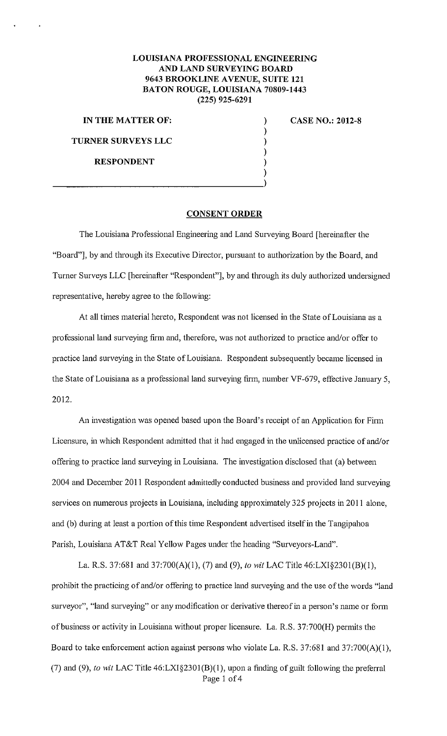**LOUISIANA PROFESSIONAL ENGINEERING AND LAND SURVEYING BOARD**
**9643 BROOKLINE AVENUE, SUITE 121**
**BATON ROUGE, LOUISIANA 70809-1443**
**(225) 925-6291**

| | | |
|---|---|---|
| **IN THE MATTER OF:** | ) | **CASE NO.: 2012-8** |
| | ) | |
| **TURNER SURVEYS LLC** | ) | |
| | ) | |
| **RESPONDENT** | ) | |
| | ) | |

## CONSENT ORDER

The Louisiana Professional Engineering and Land Surveying Board [hereinafter the "Board"], by and through its Executive Director, pursuant to authorization by the Board, and Turner Surveys LLC [hereinafter "Respondent"], by and through its duly authorized undersigned representative, hereby agree to the following:

At all times material hereto, Respondent was not licensed in the State of Louisiana as a professional land surveying firm and, therefore, was not authorized to practice and/or offer to practice land surveying in the State of Louisiana. Respondent subsequently became licensed in the State of Louisiana as a professional land surveying firm, number VF-679, effective January 5, 2012.

An investigation was opened based upon the Board's receipt of an Application for Firm Licensure, in which Respondent admitted that it had engaged in the unlicensed practice of and/or offering to practice land surveying in Louisiana. The investigation disclosed that (a) between 2004 and December 2011 Respondent admittedly conducted business and provided land surveying services on numerous projects in Louisiana, including approximately 325 projects in 2011 alone, and (b) during at least a portion of this time Respondent advertised itself in the Tangipahoa Parish, Louisiana AT&T Real Yellow Pages under the heading "Surveyors-Land".

La. R.S. 37:681 and 37:700(A)(1), (7) and (9), *to wit* LAC Title 46:LXI§2301(B)(1), prohibit the practicing of and/or offering to practice land surveying and the use of the words "land surveyor", "land surveying" or any modification or derivative thereof in a person's name or form of business or activity in Louisiana without proper licensure. La. R.S. 37:700(H) permits the Board to take enforcement action against persons who violate La. R.S. 37:681 and 37:700(A)(1), (7) and (9), *to wit* LAC Title 46:LXI§2301(B)(1), upon a finding of guilt following the preferral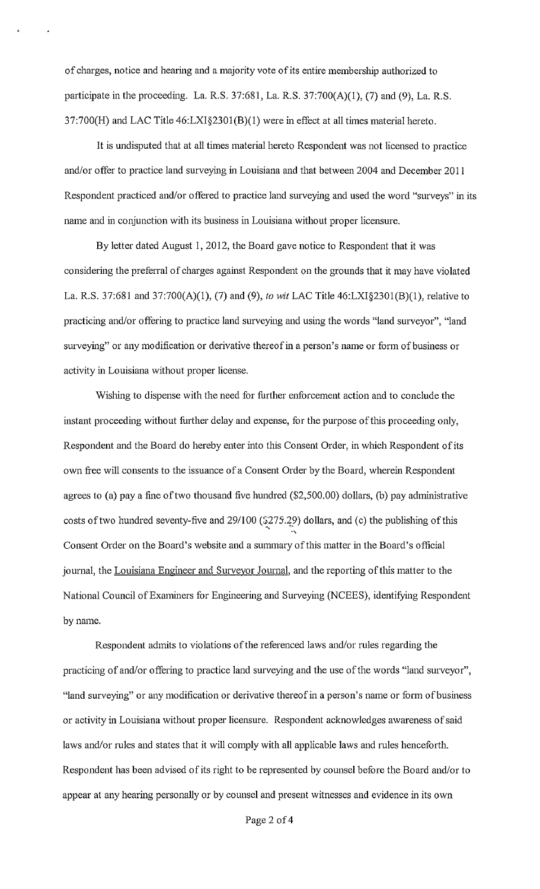of charges, notice and hearing and a majority vote of its entire membership authorized to participate in the proceeding. La. R.S. 37:681, La. R.S. 37:700(A)(1), (7) and (9), La. R.S. 37:700(H) and LAC Title 46:LXI§2301(B)(1) were in effect at all times material hereto.

It is undisputed that at all times material hereto Respondent was not licensed to practice and/or offer to practice land surveying in Louisiana and that between 2004 and December 2011 Respondent practiced and/or offered to practice land surveying and used the word "surveys" in its name and in conjunction with its business in Louisiana without proper licensure.

By letter dated August 1, 2012, the Board gave notice to Respondent that it was considering the preferral of charges against Respondent on the grounds that it may have violated La. R.S. 37:681 and 37:700(A)(1), (7) and (9), *to wit* LAC Title 46:LXI§2301(B)(1), relative to practicing and/or offering to practice land surveying and using the words "land surveyor", "land surveying" or any modification or derivative thereof in a person's name or form of business or activity in Louisiana without proper license.

Wishing to dispense with the need for further enforcement action and to conclude the instant proceeding without further delay and expense, for the purpose of this proceeding only, Respondent and the Board do hereby enter into this Consent Order, in which Respondent of its own free will consents to the issuance of a Consent Order by the Board, wherein Respondent agrees to (a) pay a fine of two thousand five hundred ($2,500.00) dollars, (b) pay administrative costs of two hundred seventy-five and 29/100 ($275.29) dollars, and (c) the publishing of this Consent Order on the Board's website and a summary of this matter in the Board's official journal, the Louisiana Engineer and Surveyor Journal, and the reporting of this matter to the National Council of Examiners for Engineering and Surveying (NCEES), identifying Respondent by name.

Respondent admits to violations of the referenced laws and/or rules regarding the practicing of and/or offering to practice land surveying and the use of the words "land surveyor", "land surveying" or any modification or derivative thereof in a person's name or form of business or activity in Louisiana without proper licensure. Respondent acknowledges awareness of said laws and/or rules and states that it will comply with all applicable laws and rules henceforth. Respondent has been advised of its right to be represented by counsel before the Board and/or to appear at any hearing personally or by counsel and present witnesses and evidence in its own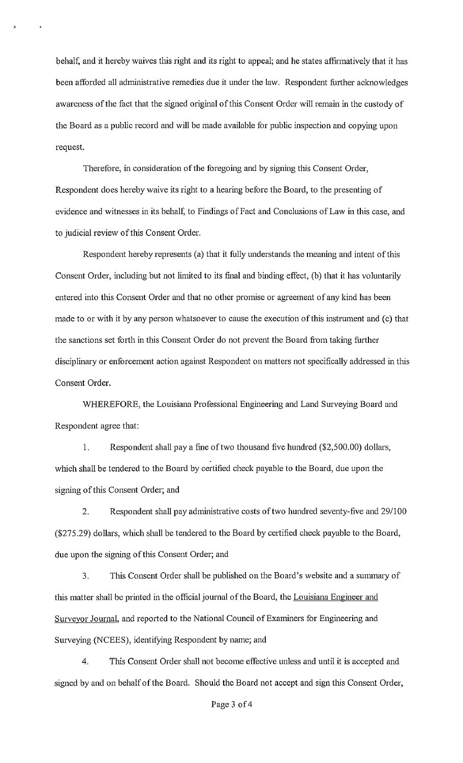behalf, and it hereby waives this right and its right to appeal; and he states affirmatively that it has been afforded all administrative remedies due it under the law. Respondent further acknowledges awareness of the fact that the signed original of this Consent Order will remain in the custody of the Board as a public record and will be made available for public inspection and copying upon request.

Therefore, in consideration of the foregoing and by signing this Consent Order, Respondent does hereby waive its right to a hearing before the Board, to the presenting of evidence and witnesses in its behalf, to Findings of Fact and Conclusions of Law in this case, and to judicial review of this Consent Order.

Respondent hereby represents (a) that it fully understands the meaning and intent of this Consent Order, including but not limited to its final and binding effect, (b) that it has voluntarily entered into this Consent Order and that no other promise or agreement of any kind has been made to or with it by any person whatsoever to cause the execution of this instrument and (c) that the sanctions set forth in this Consent Order do not prevent the Board from taking further disciplinary or enforcement action against Respondent on matters not specifically addressed in this Consent Order.

WHEREFORE, the Louisiana Professional Engineering and Land Surveying Board and Respondent agree that:

1. Respondent shall pay a fine of two thousand five hundred ($2,500.00) dollars, which shall be tendered to the Board by certified check payable to the Board, due upon the signing of this Consent Order; and

2. Respondent shall pay administrative costs of two hundred seventy-five and 29/100 ($275.29) dollars, which shall be tendered to the Board by certified check payable to the Board, due upon the signing of this Consent Order; and

3. This Consent Order shall be published on the Board's website and a summary of this matter shall be printed in the official journal of the Board, the Louisiana Engineer and Surveyor Journal, and reported to the National Council of Examiners for Engineering and Surveying (NCEES), identifying Respondent by name; and

4. This Consent Order shall not become effective unless and until it is accepted and signed by and on behalf of the Board. Should the Board not accept and sign this Consent Order,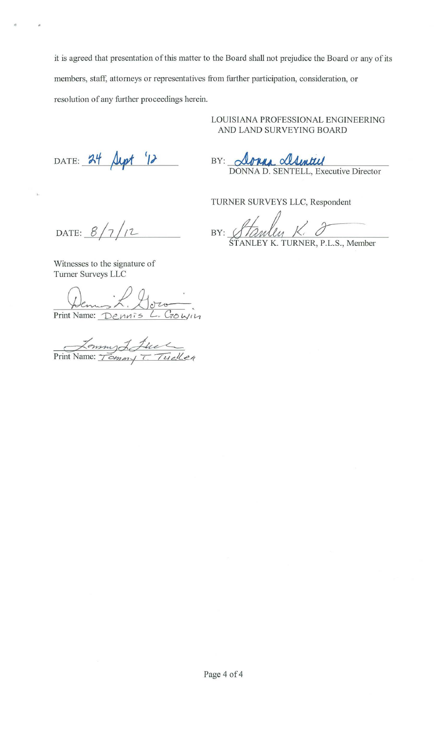it is agreed that presentation of this matter to the Board shall not prejudice the Board or any of its members, staff, attorneys or representatives from further participation, consideration, or resolution of any further proceedings herein.

LOUISIANA PROFESSIONAL ENGINEERING AND LAND SURVEYING BOARD

DATE: 24 Sept '12

BY: Donna Sentell
DONNA D. SENTELL, Executive Director

TURNER SURVEYS LLC, Respondent

DATE: 8/7/12

BY: Stanley K. T
STANLEY K. TURNER, P.L.S., Member

Witnesses to the signature of Turner Surveys LLC

Dennis L. Gowin
Print Name: Dennis L. Gowin

Tommy T. Tucker
Print Name: Tommy T. Tucker